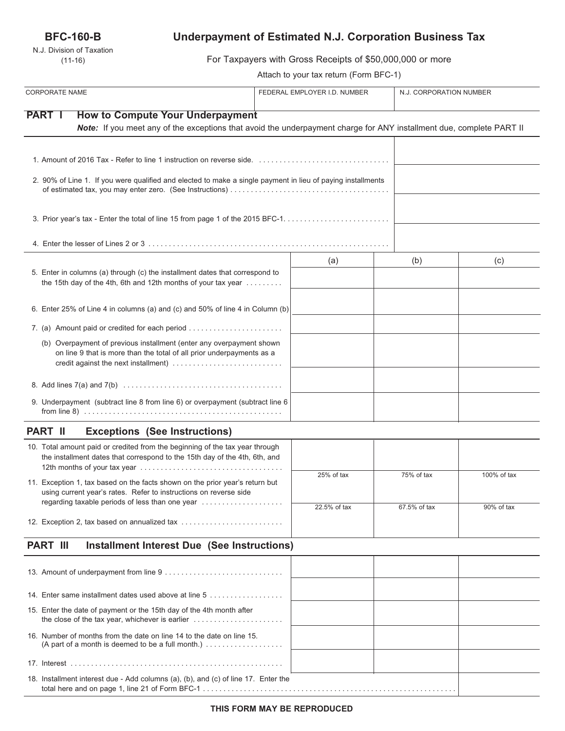**BFC-160-B**

N.J. Division of Taxation
(11-16)

# Underpayment of Estimated N.J. Corporation Business Tax

For Taxpayers with Gross Receipts of $50,000,000 or more

Attach to your tax return (Form BFC-1)

| CORPORATE NAME | FEDERAL EMPLOYER I.D. NUMBER | N.J. CORPORATION NUMBER |
|---|---|---|
| | | |

## PART I How to Compute Your Underpayment

***Note:*** *If you meet any of the exceptions that avoid the underpayment charge for ANY installment due, complete PART II*

| | |
|---|---|
| 1. Amount of 2016 Tax - Refer to line 1 instruction on reverse side. | |
| 2. 90% of Line 1. If you were qualified and elected to make a single payment in lieu of paying installments of estimated tax, you may enter zero. (See Instructions) | |
| 3. Prior year's tax - Enter the total of line 15 from page 1 of the 2015 BFC-1. | |
| 4. Enter the lesser of Lines 2 or 3 | |

| | (a) | (b) | (c) |
|---|---|---|---|
| 5. Enter in columns (a) through (c) the installment dates that correspond to the 15th day of the 4th, 6th and 12th months of your tax year | | | |
| 6. Enter 25% of Line 4 in columns (a) and (c) and 50% of line 4 in Column (b) | | | |
| 7. (a) Amount paid or credited for each period | | | |
| (b) Overpayment of previous installment (enter any overpayment shown on line 9 that is more than the total of all prior underpayments as a credit against the next installment) | | | |
| 8. Add lines 7(a) and 7(b) | | | |
| 9. Underpayment (subtract line 8 from line 6) or overpayment (subtract line 6 from line 8) | | | |

## PART II Exceptions (See Instructions)

| | | | |
|---|---|---|---|
| 10. Total amount paid or credited from the beginning of the tax year through the installment dates that correspond to the 15th day of the 4th, 6th, and 12th months of your tax year | | | |
| 11. Exception 1, tax based on the facts shown on the prior year's return but using current year's rates. Refer to instructions on reverse side regarding taxable periods of less than one year | 25% of tax | 75% of tax | 100% of tax |
| 12. Exception 2, tax based on annualized tax | 22.5% of tax | 67.5% of tax | 90% of tax |

## PART III Installment Interest Due (See Instructions)

| | | | |
|---|---|---|---|
| 13. Amount of underpayment from line 9 | | | |
| 14. Enter same installment dates used above at line 5 | | | |
| 15. Enter the date of payment or the 15th day of the 4th month after the close of the tax year, whichever is earlier | | | |
| 16. Number of months from the date on line 14 to the date on line 15. (A part of a month is deemed to be a full month.) | | | |
| 17. Interest | | | |
| 18. Installment interest due - Add columns (a), (b), and (c) of line 17. Enter the total here and on page 1, line 21 of Form BFC-1 | | | |

**THIS FORM MAY BE REPRODUCED**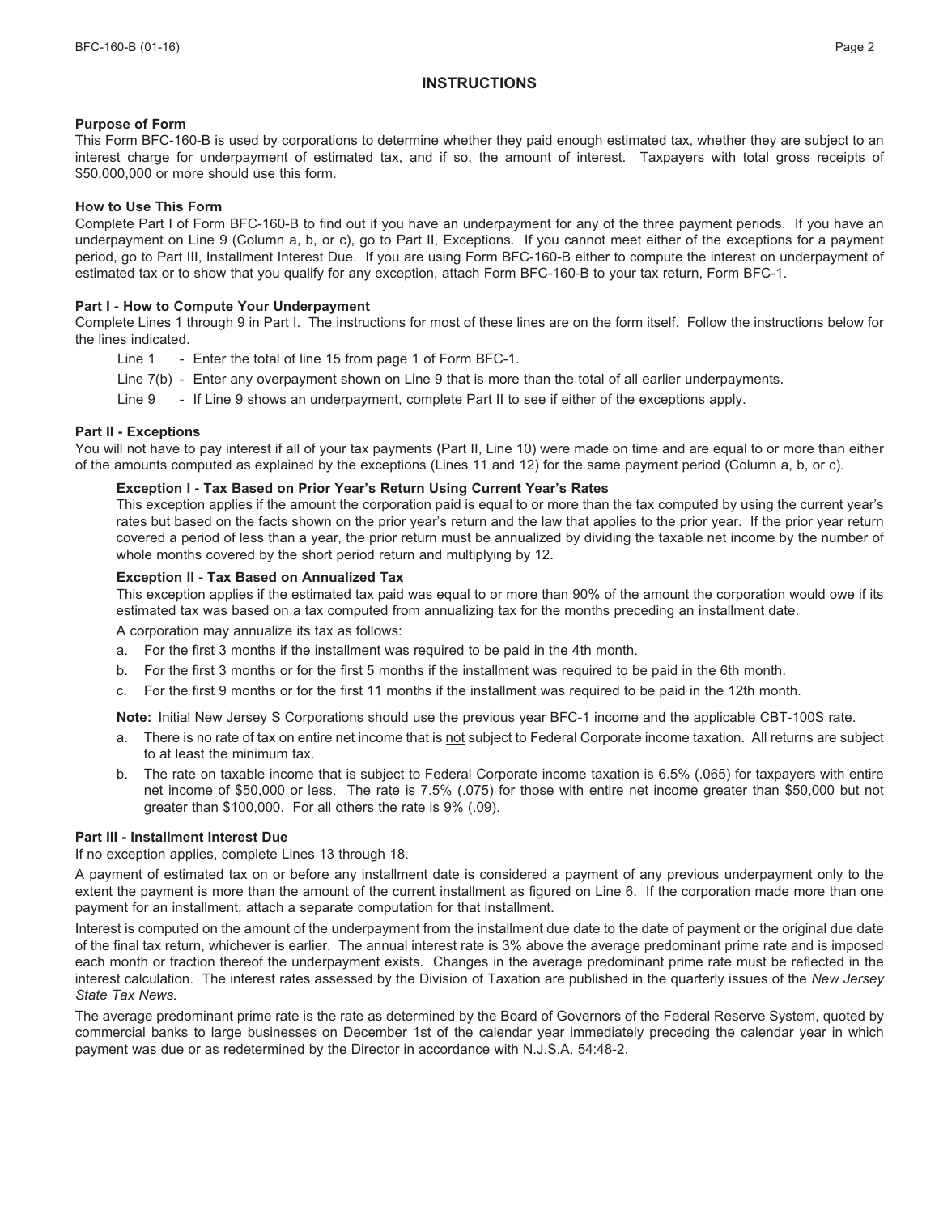# INSTRUCTIONS

**Purpose of Form**

This Form BFC-160-B is used by corporations to determine whether they paid enough estimated tax, whether they are subject to an interest charge for underpayment of estimated tax, and if so, the amount of interest. Taxpayers with total gross receipts of $50,000,000 or more should use this form.

**How to Use This Form**

Complete Part I of Form BFC-160-B to find out if you have an underpayment for any of the three payment periods. If you have an underpayment on Line 9 (Column a, b, or c), go to Part II, Exceptions. If you cannot meet either of the exceptions for a payment period, go to Part III, Installment Interest Due. If you are using Form BFC-160-B either to compute the interest on underpayment of estimated tax or to show that you qualify for any exception, attach Form BFC-160-B to your tax return, Form BFC-1.

**Part I - How to Compute Your Underpayment**

Complete Lines 1 through 9 in Part I. The instructions for most of these lines are on the form itself. Follow the instructions below for the lines indicated.

- Line 1 - Enter the total of line 15 from page 1 of Form BFC-1.
- Line 7(b) - Enter any overpayment shown on Line 9 that is more than the total of all earlier underpayments.
- Line 9 - If Line 9 shows an underpayment, complete Part II to see if either of the exceptions apply.

**Part II - Exceptions**

You will not have to pay interest if all of your tax payments (Part II, Line 10) were made on time and are equal to or more than either of the amounts computed as explained by the exceptions (Lines 11 and 12) for the same payment period (Column a, b, or c).

**Exception I - Tax Based on Prior Year's Return Using Current Year's Rates**

This exception applies if the amount the corporation paid is equal to or more than the tax computed by using the current year's rates but based on the facts shown on the prior year's return and the law that applies to the prior year. If the prior year return covered a period of less than a year, the prior return must be annualized by dividing the taxable net income by the number of whole months covered by the short period return and multiplying by 12.

**Exception II - Tax Based on Annualized Tax**

This exception applies if the estimated tax paid was equal to or more than 90% of the amount the corporation would owe if its estimated tax was based on a tax computed from annualizing tax for the months preceding an installment date.

A corporation may annualize its tax as follows:

a. For the first 3 months if the installment was required to be paid in the 4th month.
b. For the first 3 months or for the first 5 months if the installment was required to be paid in the 6th month.
c. For the first 9 months or for the first 11 months if the installment was required to be paid in the 12th month.

**Note:** Initial New Jersey S Corporations should use the previous year BFC-1 income and the applicable CBT-100S rate.

a. There is no rate of tax on entire net income that is not subject to Federal Corporate income taxation. All returns are subject to at least the minimum tax.
b. The rate on taxable income that is subject to Federal Corporate income taxation is 6.5% (.065) for taxpayers with entire net income of $50,000 or less. The rate is 7.5% (.075) for those with entire net income greater than $50,000 but not greater than $100,000. For all others the rate is 9% (.09).

**Part III - Installment Interest Due**

If no exception applies, complete Lines 13 through 18.

A payment of estimated tax on or before any installment date is considered a payment of any previous underpayment only to the extent the payment is more than the amount of the current installment as figured on Line 6. If the corporation made more than one payment for an installment, attach a separate computation for that installment.

Interest is computed on the amount of the underpayment from the installment due date to the date of payment or the original due date of the final tax return, whichever is earlier. The annual interest rate is 3% above the average predominant prime rate and is imposed each month or fraction thereof the underpayment exists. Changes in the average predominant prime rate must be reflected in the interest calculation. The interest rates assessed by the Division of Taxation are published in the quarterly issues of the *New Jersey State Tax News.*

The average predominant prime rate is the rate as determined by the Board of Governors of the Federal Reserve System, quoted by commercial banks to large businesses on December 1st of the calendar year immediately preceding the calendar year in which payment was due or as redetermined by the Director in accordance with N.J.S.A. 54:48-2.